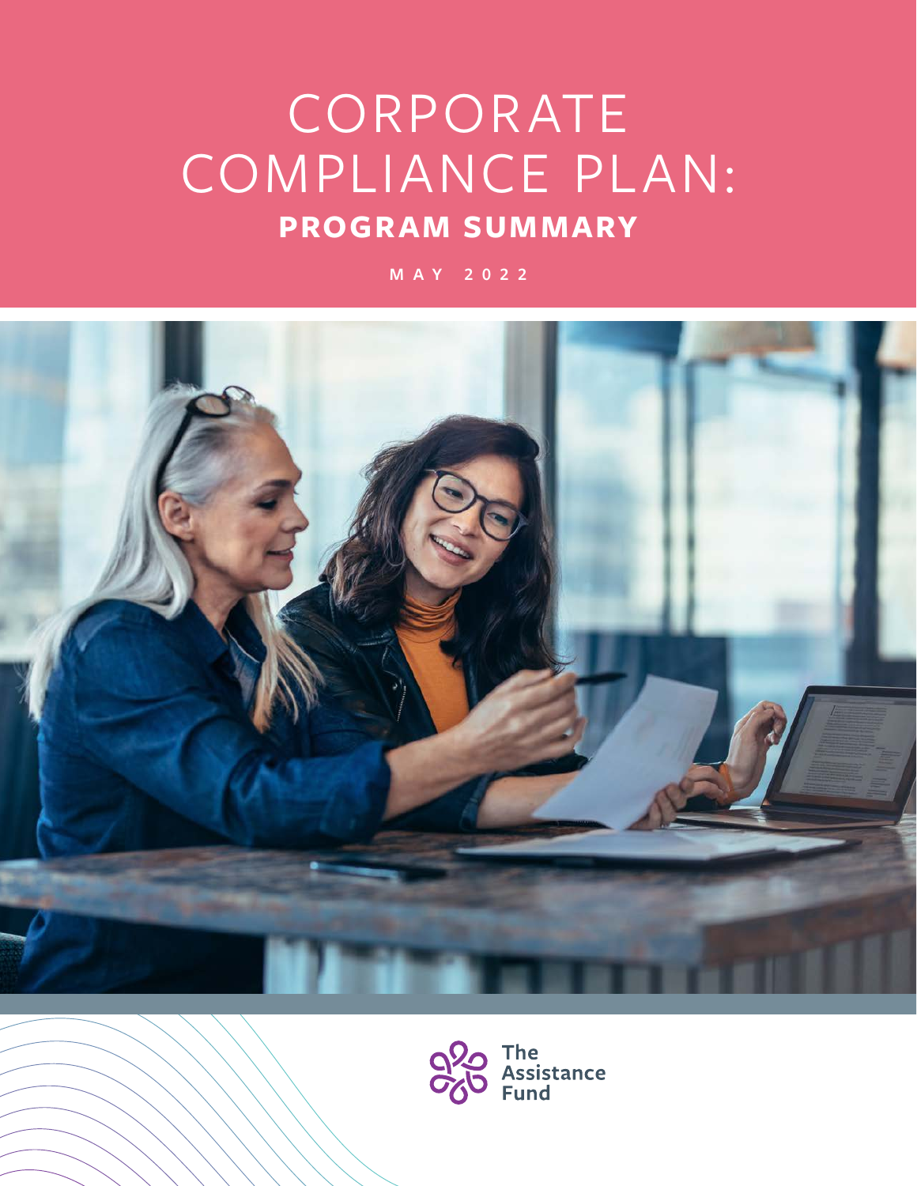# CORPORATE COMPLIANCE PLAN:

## PROGRAM SUMMARY

MAY 2022

The Assistance Fund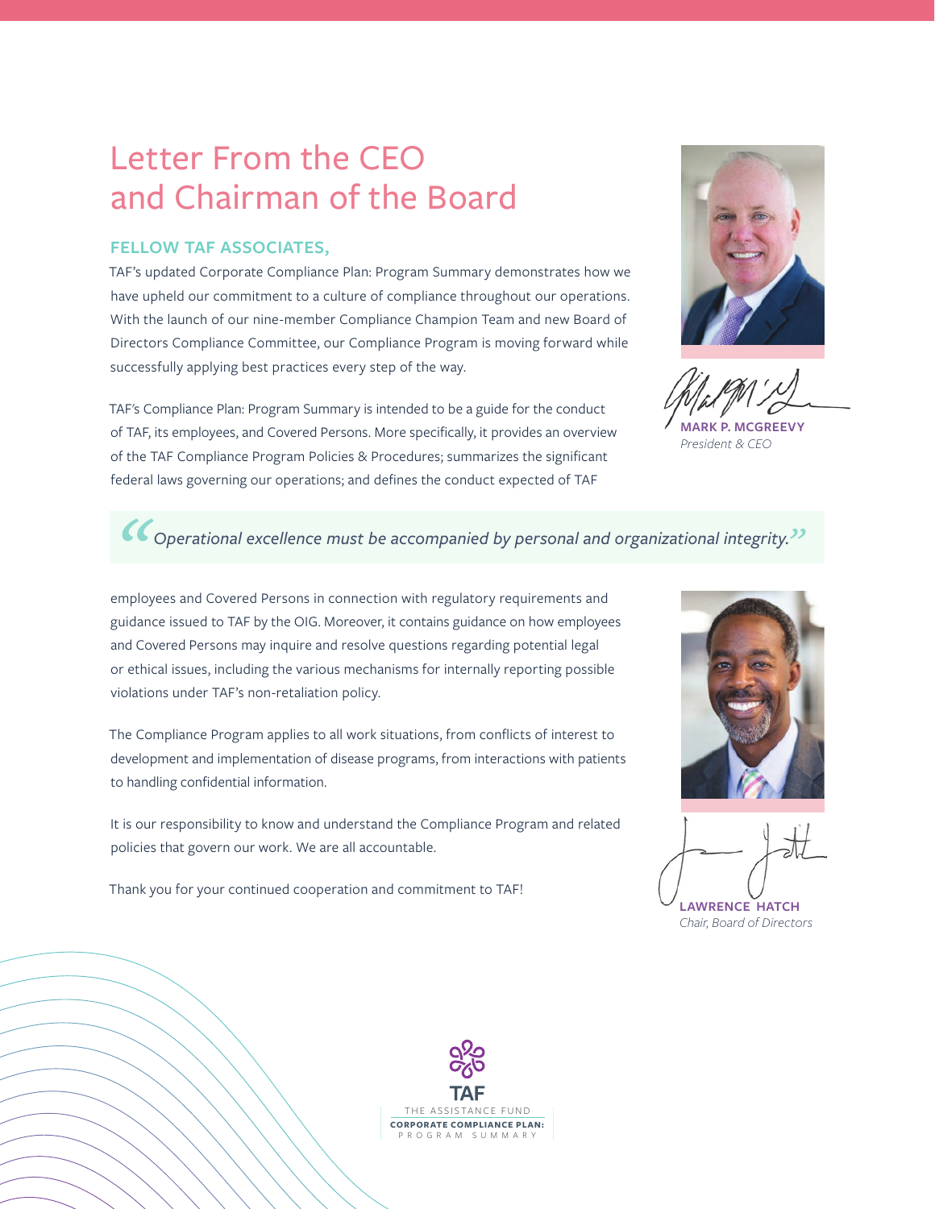# Letter From the CEO and Chairman of the Board

## FELLOW TAF ASSOCIATES,

TAF's updated Corporate Compliance Plan: Program Summary demonstrates how we have upheld our commitment to a culture of compliance throughout our operations. With the launch of our nine-member Compliance Champion Team and new Board of Directors Compliance Committee, our Compliance Program is moving forward while successfully applying best practices every step of the way.

TAF's Compliance Plan: Program Summary is intended to be a guide for the conduct of TAF, its employees, and Covered Persons. More specifically, it provides an overview of the TAF Compliance Program Policies & Procedures; summarizes the significant federal laws governing our operations; and defines the conduct expected of TAF employees and Covered Persons in connection with regulatory requirements and guidance issued to TAF by the OIG. Moreover, it contains guidance on how employees and Covered Persons may inquire and resolve questions regarding potential legal or ethical issues, including the various mechanisms for internally reporting possible violations under TAF's non-retaliation policy.

> *"Operational excellence must be accompanied by personal and organizational integrity."*

The Compliance Program applies to all work situations, from conflicts of interest to development and implementation of disease programs, from interactions with patients to handling confidential information.

It is our responsibility to know and understand the Compliance Program and related policies that govern our work. We are all accountable.

Thank you for your continued cooperation and commitment to TAF!

**MARK P. MCGREEVY**
*President & CEO*

**LAWRENCE HATCH**
*Chair, Board of Directors*

TAF
THE ASSISTANCE FUND
**CORPORATE COMPLIANCE PLAN:**
PROGRAM SUMMARY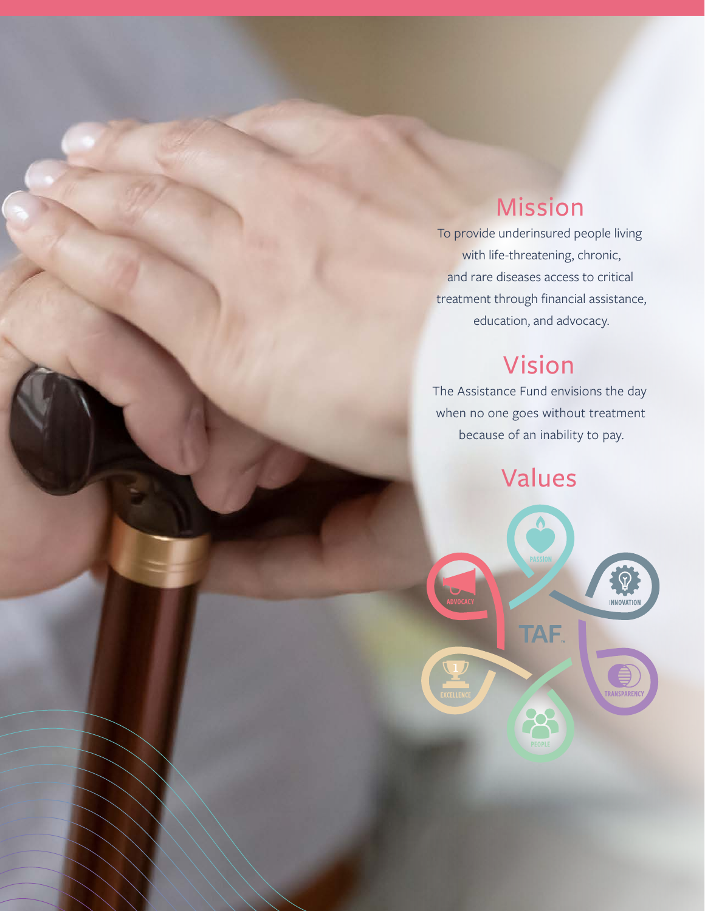## Mission

To provide underinsured people living with life-threatening, chronic, and rare diseases access to critical treatment through financial assistance, education, and advocacy.

## Vision

The Assistance Fund envisions the day when no one goes without treatment because of an inability to pay.

## Values

PASSION

INNOVATION

TRANSPARENCY

PEOPLE

EXCELLENCE

ADVOCACY

TAF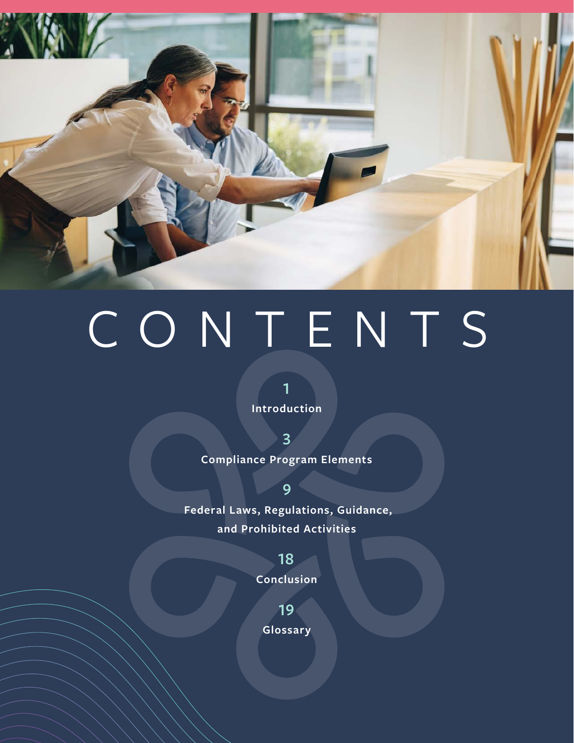# CONTENTS

1 Introduction

3 Compliance Program Elements

9 Federal Laws, Regulations, Guidance, and Prohibited Activities

18 Conclusion

19 Glossary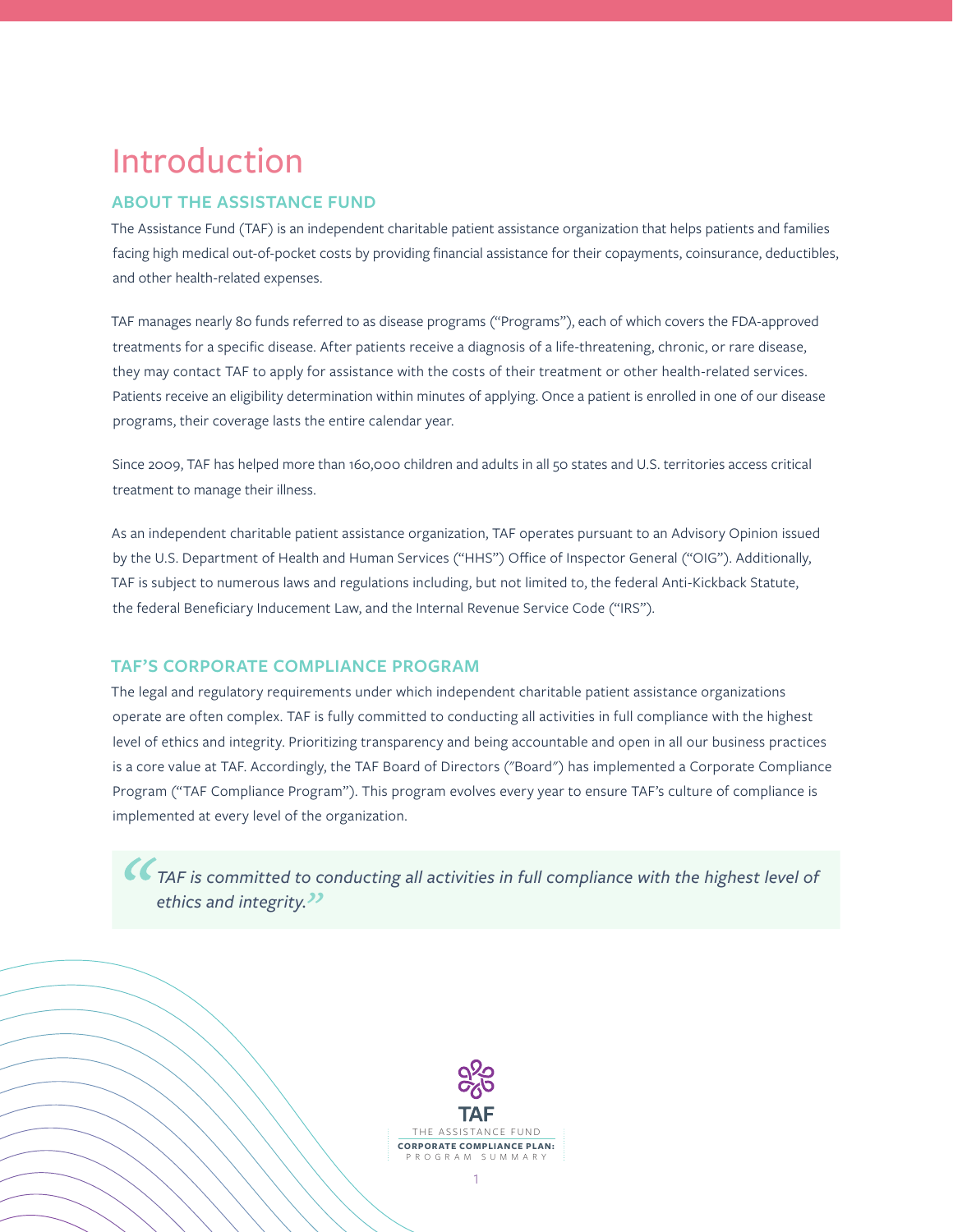# Introduction

## ABOUT THE ASSISTANCE FUND

The Assistance Fund (TAF) is an independent charitable patient assistance organization that helps patients and families facing high medical out-of-pocket costs by providing financial assistance for their copayments, coinsurance, deductibles, and other health-related expenses.

TAF manages nearly 80 funds referred to as disease programs ("Programs"), each of which covers the FDA-approved treatments for a specific disease. After patients receive a diagnosis of a life-threatening, chronic, or rare disease, they may contact TAF to apply for assistance with the costs of their treatment or other health-related services. Patients receive an eligibility determination within minutes of applying. Once a patient is enrolled in one of our disease programs, their coverage lasts the entire calendar year.

Since 2009, TAF has helped more than 160,000 children and adults in all 50 states and U.S. territories access critical treatment to manage their illness.

As an independent charitable patient assistance organization, TAF operates pursuant to an Advisory Opinion issued by the U.S. Department of Health and Human Services ("HHS") Office of Inspector General ("OIG"). Additionally, TAF is subject to numerous laws and regulations including, but not limited to, the federal Anti-Kickback Statute, the federal Beneficiary Inducement Law, and the Internal Revenue Service Code ("IRS").

## TAF'S CORPORATE COMPLIANCE PROGRAM

The legal and regulatory requirements under which independent charitable patient assistance organizations operate are often complex. TAF is fully committed to conducting all activities in full compliance with the highest level of ethics and integrity. Prioritizing transparency and being accountable and open in all our business practices is a core value at TAF. Accordingly, the TAF Board of Directors ("Board") has implemented a Corporate Compliance Program ("TAF Compliance Program"). This program evolves every year to ensure TAF's culture of compliance is implemented at every level of the organization.

> *"TAF is committed to conducting all activities in full compliance with the highest level of ethics and integrity."*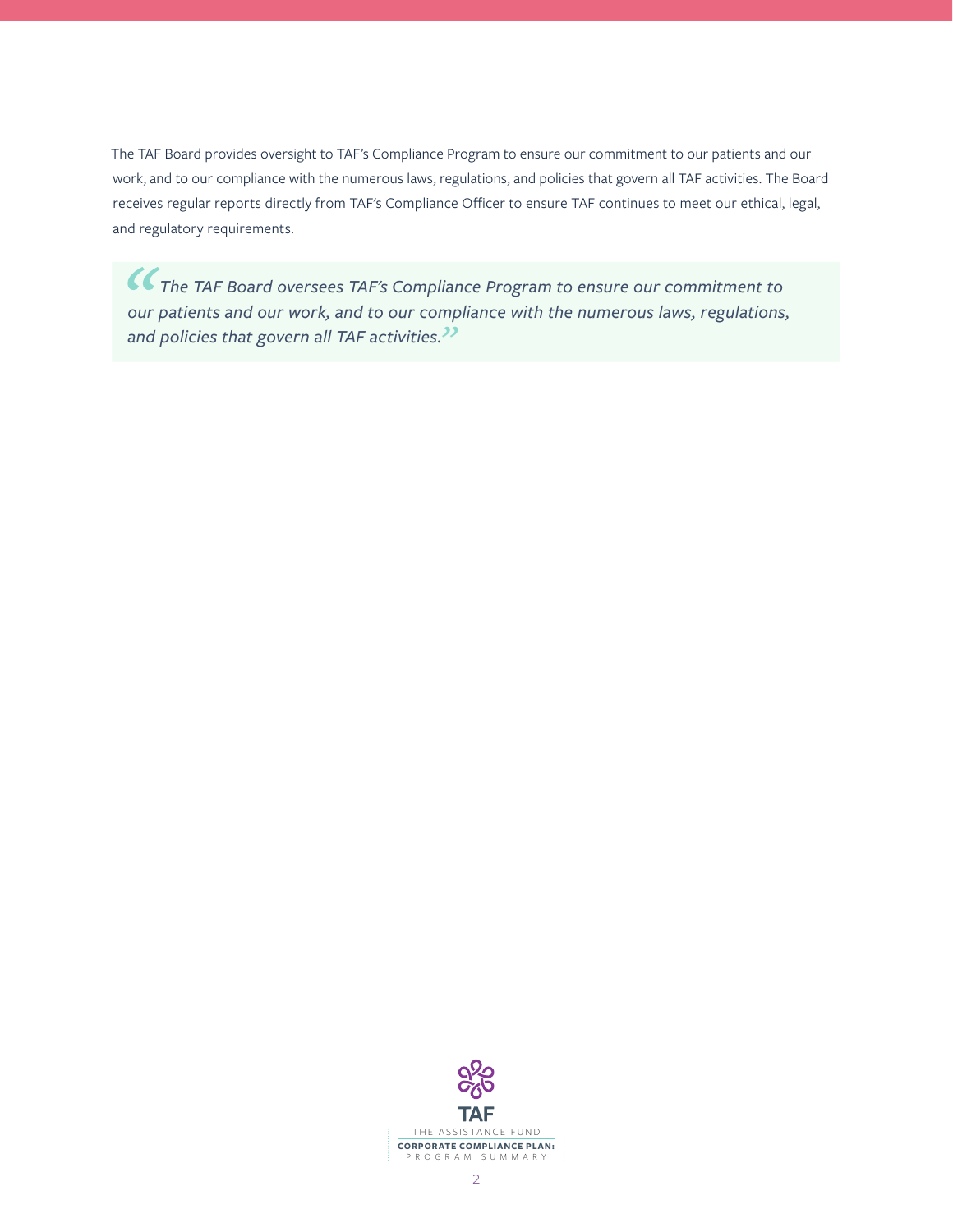The TAF Board provides oversight to TAF's Compliance Program to ensure our commitment to our patients and our work, and to our compliance with the numerous laws, regulations, and policies that govern all TAF activities. The Board receives regular reports directly from TAF's Compliance Officer to ensure TAF continues to meet our ethical, legal, and regulatory requirements.

> *"The TAF Board oversees TAF's Compliance Program to ensure our commitment to our patients and our work, and to our compliance with the numerous laws, regulations, and policies that govern all TAF activities."*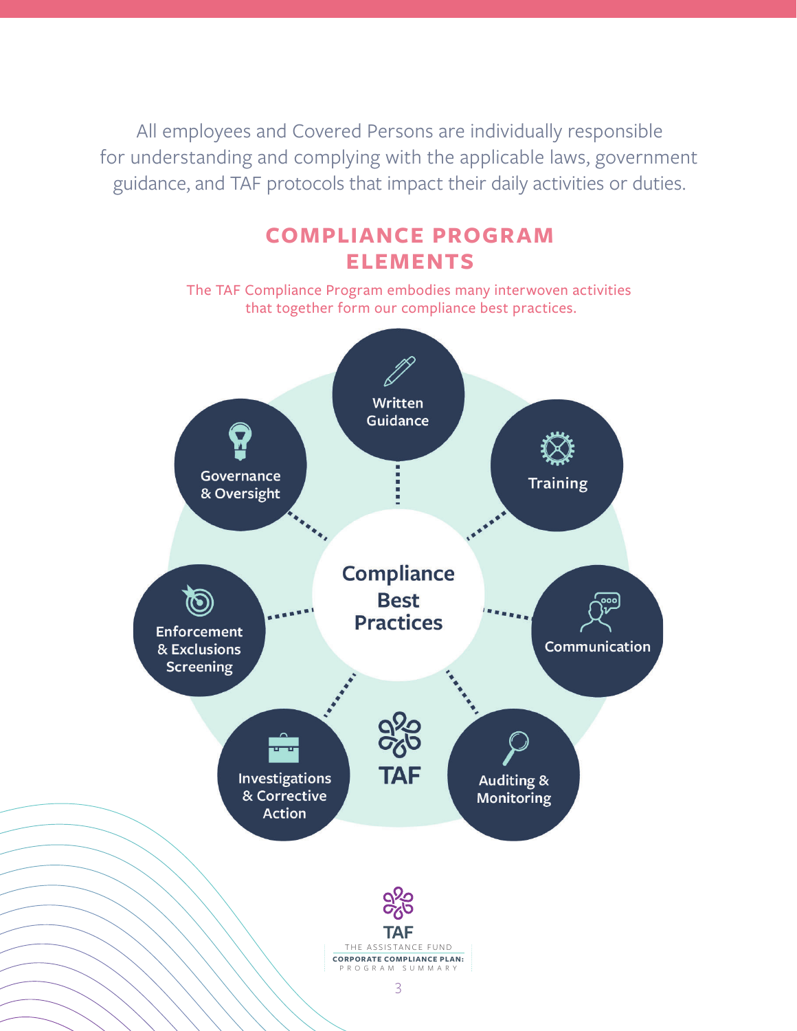All employees and Covered Persons are individually responsible for understanding and complying with the applicable laws, government guidance, and TAF protocols that impact their daily activities or duties.

## COMPLIANCE PROGRAM ELEMENTS

The TAF Compliance Program embodies many interwoven activities that together form our compliance best practices.

**Compliance Best Practices**

- Written Guidance
- Training
- Communication
- Auditing & Monitoring
- Investigations & Corrective Action
- Enforcement & Exclusions Screening
- Governance & Oversight

TAF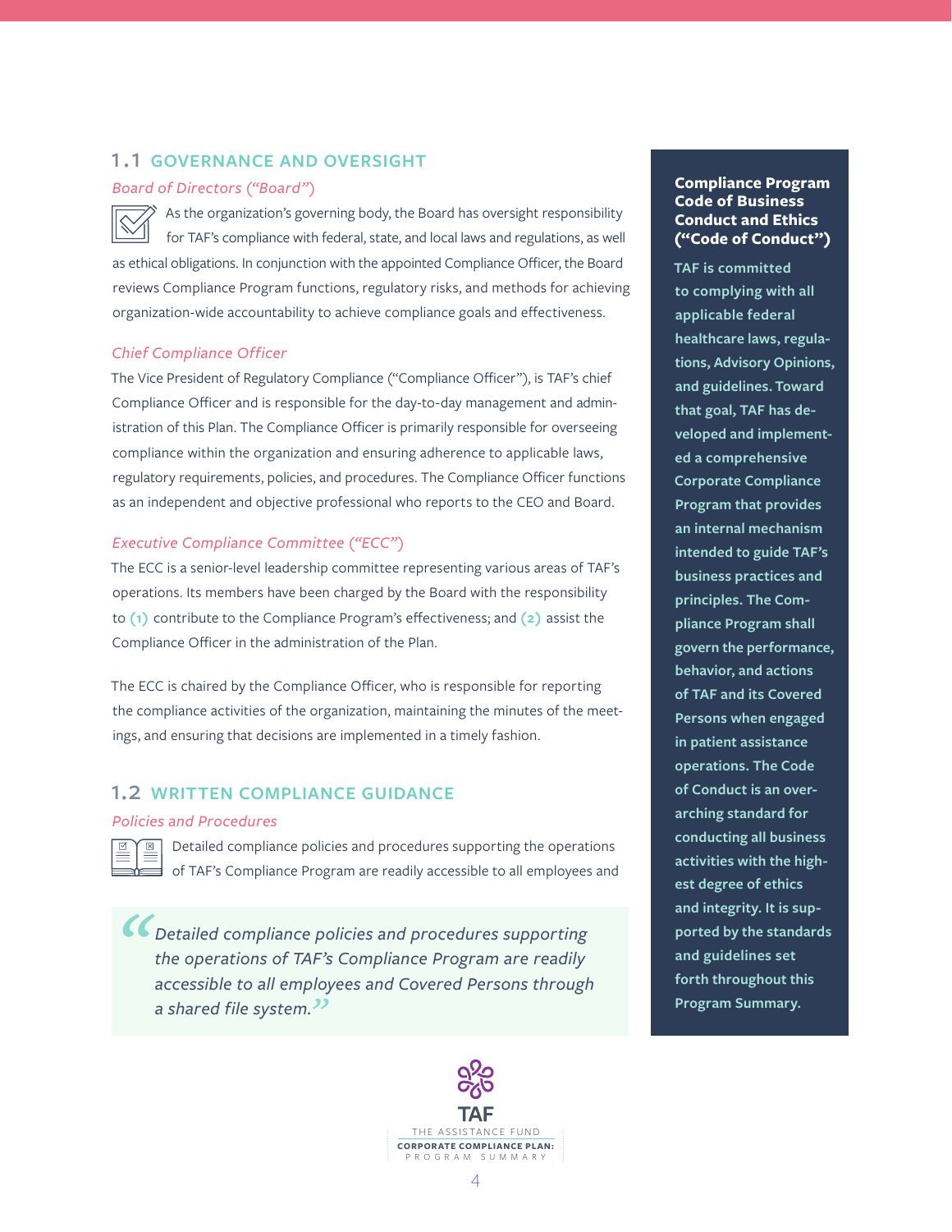## 1.1 GOVERNANCE AND OVERSIGHT

*Board of Directors ("Board")*

As the organization's governing body, the Board has oversight responsibility for TAF's compliance with federal, state, and local laws and regulations, as well as ethical obligations. In conjunction with the appointed Compliance Officer, the Board reviews Compliance Program functions, regulatory risks, and methods for achieving organization-wide accountability to achieve compliance goals and effectiveness.

*Chief Compliance Officer*

The Vice President of Regulatory Compliance ("Compliance Officer"), is TAF's chief Compliance Officer and is responsible for the day-to-day management and administration of this Plan. The Compliance Officer is primarily responsible for overseeing compliance within the organization and ensuring adherence to applicable laws, regulatory requirements, policies, and procedures. The Compliance Officer functions as an independent and objective professional who reports to the CEO and Board.

*Executive Compliance Committee ("ECC")*

The ECC is a senior-level leadership committee representing various areas of TAF's operations. Its members have been charged by the Board with the responsibility to (1) contribute to the Compliance Program's effectiveness; and (2) assist the Compliance Officer in the administration of the Plan.

The ECC is chaired by the Compliance Officer, who is responsible for reporting the compliance activities of the organization, maintaining the minutes of the meetings, and ensuring that decisions are implemented in a timely fashion.

## 1.2 WRITTEN COMPLIANCE GUIDANCE

*Policies and Procedures*

Detailed compliance policies and procedures supporting the operations of TAF's Compliance Program are readily accessible to all employees and

> *"Detailed compliance policies and procedures supporting the operations of TAF's Compliance Program are readily accessible to all employees and Covered Persons through a shared file system."*

**Compliance Program Code of Business Conduct and Ethics ("Code of Conduct")**

**TAF is committed to complying with all applicable federal healthcare laws, regulations, Advisory Opinions, and guidelines. Toward that goal, TAF has developed and implemented a comprehensive Corporate Compliance Program that provides an internal mechanism intended to guide TAF's business practices and principles. The Compliance Program shall govern the performance, behavior, and actions of TAF and its Covered Persons when engaged in patient assistance operations. The Code of Conduct is an overarching standard for conducting all business activities with the highest degree of ethics and integrity. It is supported by the standards and guidelines set forth throughout this Program Summary.**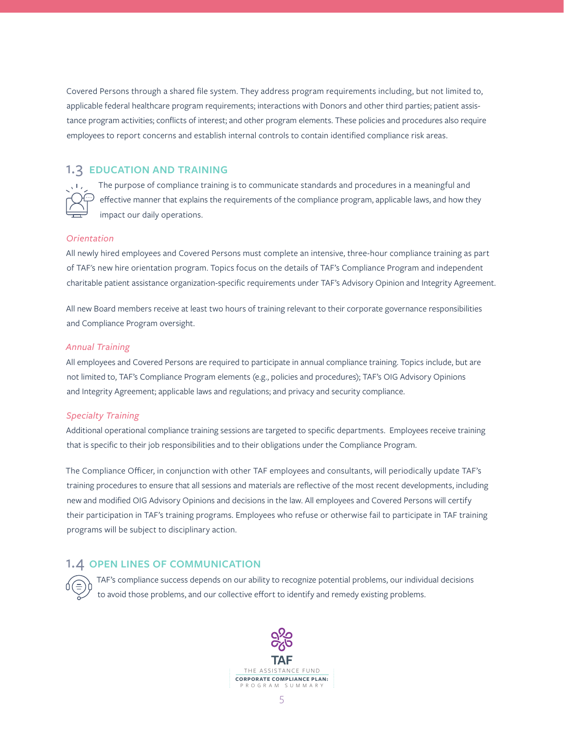Covered Persons through a shared file system. They address program requirements including, but not limited to, applicable federal healthcare program requirements; interactions with Donors and other third parties; patient assistance program activities; conflicts of interest; and other program elements. These policies and procedures also require employees to report concerns and establish internal controls to contain identified compliance risk areas.

## 1.3 EDUCATION AND TRAINING

The purpose of compliance training is to communicate standards and procedures in a meaningful and effective manner that explains the requirements of the compliance program, applicable laws, and how they impact our daily operations.

### *Orientation*

All newly hired employees and Covered Persons must complete an intensive, three-hour compliance training as part of TAF's new hire orientation program. Topics focus on the details of TAF's Compliance Program and independent charitable patient assistance organization-specific requirements under TAF's Advisory Opinion and Integrity Agreement.

All new Board members receive at least two hours of training relevant to their corporate governance responsibilities and Compliance Program oversight.

### *Annual Training*

All employees and Covered Persons are required to participate in annual compliance training. Topics include, but are not limited to, TAF's Compliance Program elements (e.g., policies and procedures); TAF's OIG Advisory Opinions and Integrity Agreement; applicable laws and regulations; and privacy and security compliance.

### *Specialty Training*

Additional operational compliance training sessions are targeted to specific departments. Employees receive training that is specific to their job responsibilities and to their obligations under the Compliance Program.

The Compliance Officer, in conjunction with other TAF employees and consultants, will periodically update TAF's training procedures to ensure that all sessions and materials are reflective of the most recent developments, including new and modified OIG Advisory Opinions and decisions in the law. All employees and Covered Persons will certify their participation in TAF's training programs. Employees who refuse or otherwise fail to participate in TAF training programs will be subject to disciplinary action.

## 1.4 OPEN LINES OF COMMUNICATION

TAF's compliance success depends on our ability to recognize potential problems, our individual decisions to avoid those problems, and our collective effort to identify and remedy existing problems.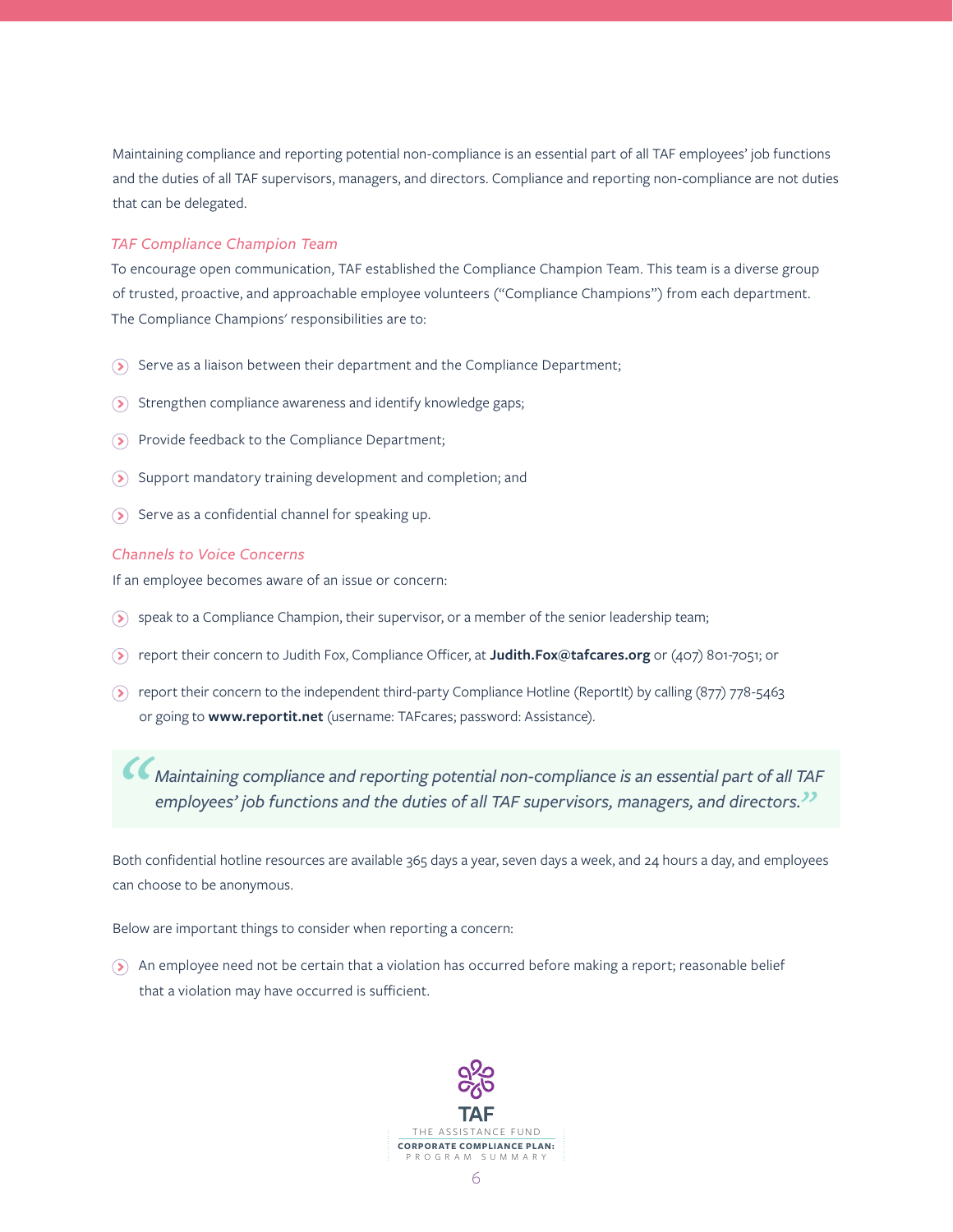Maintaining compliance and reporting potential non-compliance is an essential part of all TAF employees' job functions and the duties of all TAF supervisors, managers, and directors. Compliance and reporting non-compliance are not duties that can be delegated.

### *TAF Compliance Champion Team*

To encourage open communication, TAF established the Compliance Champion Team. This team is a diverse group of trusted, proactive, and approachable employee volunteers ("Compliance Champions") from each department. The Compliance Champions' responsibilities are to:

- Serve as a liaison between their department and the Compliance Department;
- Strengthen compliance awareness and identify knowledge gaps;
- Provide feedback to the Compliance Department;
- Support mandatory training development and completion; and
- Serve as a confidential channel for speaking up.

### *Channels to Voice Concerns*

If an employee becomes aware of an issue or concern:

- speak to a Compliance Champion, their supervisor, or a member of the senior leadership team;
- report their concern to Judith Fox, Compliance Officer, at **Judith.Fox@tafcares.org** or (407) 801-7051; or
- report their concern to the independent third-party Compliance Hotline (ReportIt) by calling (877) 778-5463 or going to **www.reportit.net** (username: TAFcares; password: Assistance).

> *"Maintaining compliance and reporting potential non-compliance is an essential part of all TAF employees' job functions and the duties of all TAF supervisors, managers, and directors."*

Both confidential hotline resources are available 365 days a year, seven days a week, and 24 hours a day, and employees can choose to be anonymous.

Below are important things to consider when reporting a concern:

- An employee need not be certain that a violation has occurred before making a report; reasonable belief that a violation may have occurred is sufficient.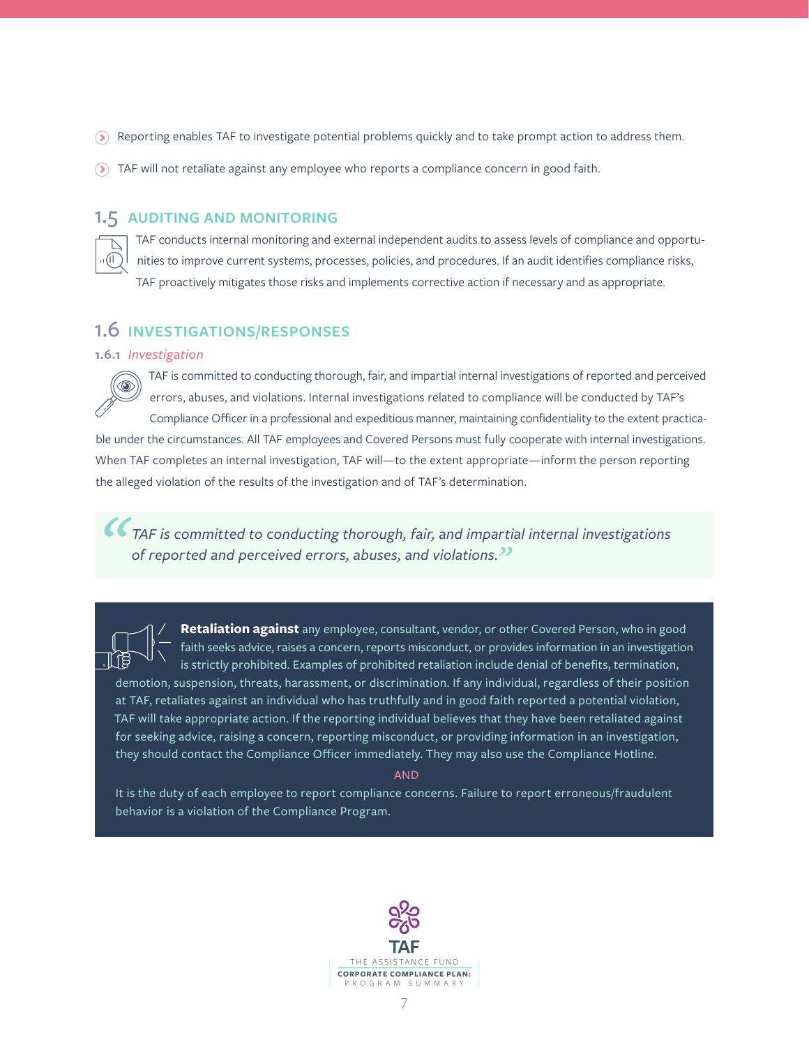- Reporting enables TAF to investigate potential problems quickly and to take prompt action to address them.
- TAF will not retaliate against any employee who reports a compliance concern in good faith.

## 1.5 AUDITING AND MONITORING

TAF conducts internal monitoring and external independent audits to assess levels of compliance and opportunities to improve current systems, processes, policies, and procedures. If an audit identifies compliance risks, TAF proactively mitigates those risks and implements corrective action if necessary and as appropriate.

## 1.6 INVESTIGATIONS/RESPONSES

### 1.6.1 *Investigation*

TAF is committed to conducting thorough, fair, and impartial internal investigations of reported and perceived errors, abuses, and violations. Internal investigations related to compliance will be conducted by TAF's Compliance Officer in a professional and expeditious manner, maintaining confidentiality to the extent practicable under the circumstances. All TAF employees and Covered Persons must fully cooperate with internal investigations. When TAF completes an internal investigation, TAF will—to the extent appropriate—inform the person reporting the alleged violation of the results of the investigation and of TAF's determination.

> *"TAF is committed to conducting thorough, fair, and impartial internal investigations of reported and perceived errors, abuses, and violations."*

**Retaliation against** any employee, consultant, vendor, or other Covered Person, who in good faith seeks advice, raises a concern, reports misconduct, or provides information in an investigation is strictly prohibited. Examples of prohibited retaliation include denial of benefits, termination, demotion, suspension, threats, harassment, or discrimination. If any individual, regardless of their position at TAF, retaliates against an individual who has truthfully and in good faith reported a potential violation, TAF will take appropriate action. If the reporting individual believes that they have been retaliated against for seeking advice, raising a concern, reporting misconduct, or providing information in an investigation, they should contact the Compliance Officer immediately. They may also use the Compliance Hotline.

AND

It is the duty of each employee to report compliance concerns. Failure to report erroneous/fraudulent behavior is a violation of the Compliance Program.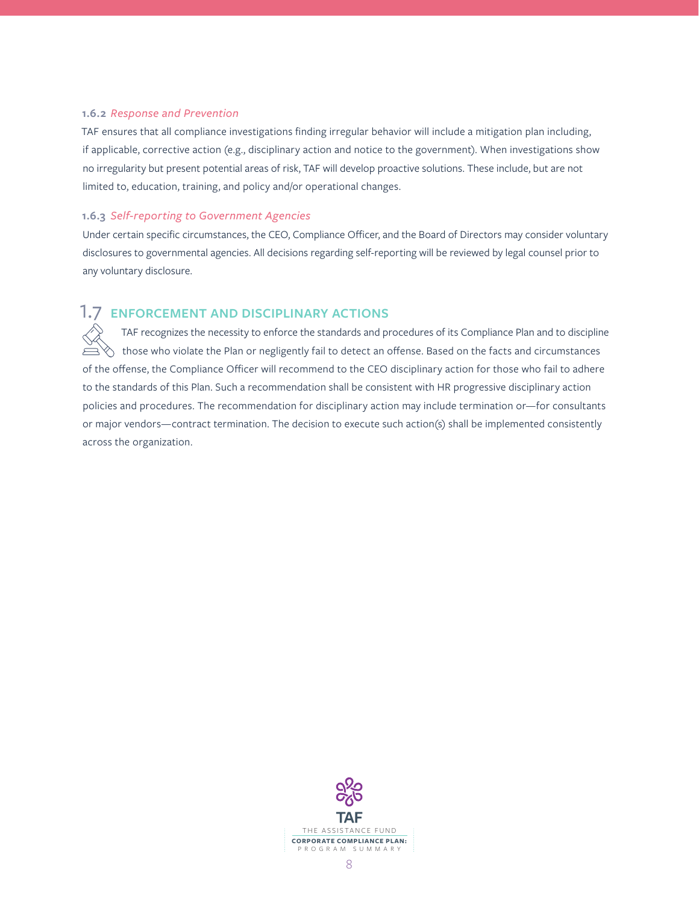#### 1.6.2 *Response and Prevention*

TAF ensures that all compliance investigations finding irregular behavior will include a mitigation plan including, if applicable, corrective action (e.g., disciplinary action and notice to the government). When investigations show no irregularity but present potential areas of risk, TAF will develop proactive solutions. These include, but are not limited to, education, training, and policy and/or operational changes.

#### 1.6.3 *Self-reporting to Government Agencies*

Under certain specific circumstances, the CEO, Compliance Officer, and the Board of Directors may consider voluntary disclosures to governmental agencies. All decisions regarding self-reporting will be reviewed by legal counsel prior to any voluntary disclosure.

## 1.7 ENFORCEMENT AND DISCIPLINARY ACTIONS

TAF recognizes the necessity to enforce the standards and procedures of its Compliance Plan and to discipline those who violate the Plan or negligently fail to detect an offense. Based on the facts and circumstances of the offense, the Compliance Officer will recommend to the CEO disciplinary action for those who fail to adhere to the standards of this Plan. Such a recommendation shall be consistent with HR progressive disciplinary action policies and procedures. The recommendation for disciplinary action may include termination or—for consultants or major vendors—contract termination. The decision to execute such action(s) shall be implemented consistently across the organization.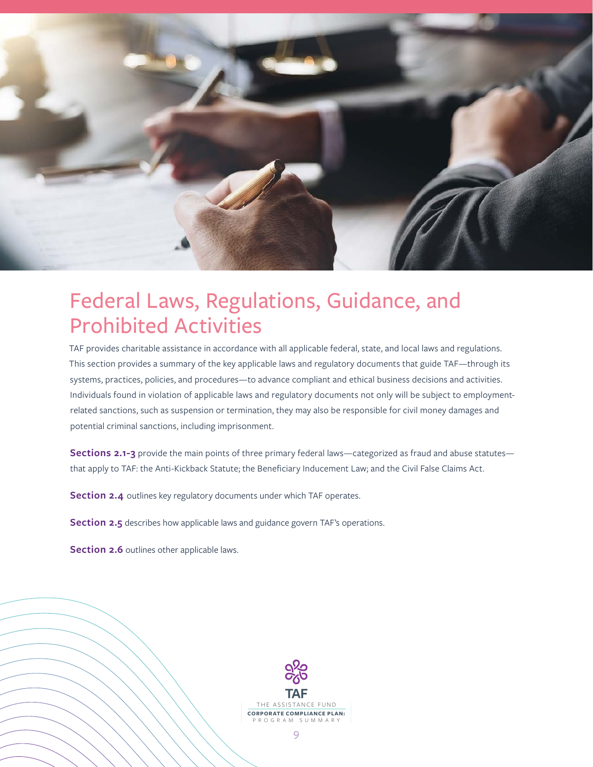# Federal Laws, Regulations, Guidance, and Prohibited Activities

TAF provides charitable assistance in accordance with all applicable federal, state, and local laws and regulations. This section provides a summary of the key applicable laws and regulatory documents that guide TAF—through its systems, practices, policies, and procedures—to advance compliant and ethical business decisions and activities. Individuals found in violation of applicable laws and regulatory documents not only will be subject to employment-related sanctions, such as suspension or termination, they may also be responsible for civil money damages and potential criminal sanctions, including imprisonment.

**Sections 2.1-3** provide the main points of three primary federal laws—categorized as fraud and abuse statutes—that apply to TAF: the Anti-Kickback Statute; the Beneficiary Inducement Law; and the Civil False Claims Act.

**Section 2.4** outlines key regulatory documents under which TAF operates.

**Section 2.5** describes how applicable laws and guidance govern TAF's operations.

**Section 2.6** outlines other applicable laws.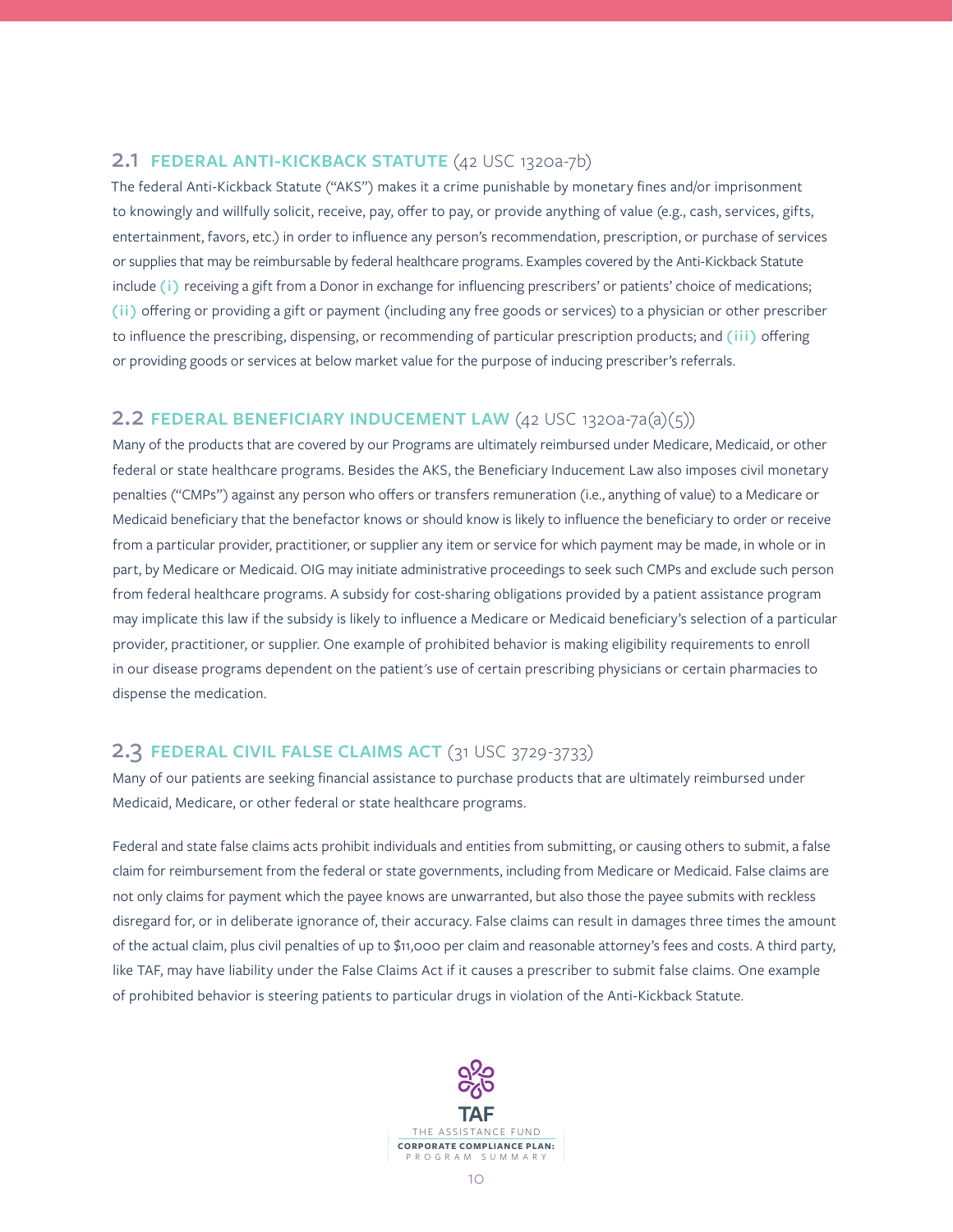## 2.1 FEDERAL ANTI-KICKBACK STATUTE (42 USC 1320a-7b)

The federal Anti-Kickback Statute ("AKS") makes it a crime punishable by monetary fines and/or imprisonment to knowingly and willfully solicit, receive, pay, offer to pay, or provide anything of value (e.g., cash, services, gifts, entertainment, favors, etc.) in order to influence any person's recommendation, prescription, or purchase of services or supplies that may be reimbursable by federal healthcare programs. Examples covered by the Anti-Kickback Statute include (i) receiving a gift from a Donor in exchange for influencing prescribers' or patients' choice of medications; (ii) offering or providing a gift or payment (including any free goods or services) to a physician or other prescriber to influence the prescribing, dispensing, or recommending of particular prescription products; and (iii) offering or providing goods or services at below market value for the purpose of inducing prescriber's referrals.

## 2.2 FEDERAL BENEFICIARY INDUCEMENT LAW (42 USC 1320a-7a(a)(5))

Many of the products that are covered by our Programs are ultimately reimbursed under Medicare, Medicaid, or other federal or state healthcare programs. Besides the AKS, the Beneficiary Inducement Law also imposes civil monetary penalties ("CMPs") against any person who offers or transfers remuneration (i.e., anything of value) to a Medicare or Medicaid beneficiary that the benefactor knows or should know is likely to influence the beneficiary to order or receive from a particular provider, practitioner, or supplier any item or service for which payment may be made, in whole or in part, by Medicare or Medicaid. OIG may initiate administrative proceedings to seek such CMPs and exclude such person from federal healthcare programs. A subsidy for cost-sharing obligations provided by a patient assistance program may implicate this law if the subsidy is likely to influence a Medicare or Medicaid beneficiary's selection of a particular provider, practitioner, or supplier. One example of prohibited behavior is making eligibility requirements to enroll in our disease programs dependent on the patient's use of certain prescribing physicians or certain pharmacies to dispense the medication.

## 2.3 FEDERAL CIVIL FALSE CLAIMS ACT (31 USC 3729-3733)

Many of our patients are seeking financial assistance to purchase products that are ultimately reimbursed under Medicaid, Medicare, or other federal or state healthcare programs.

Federal and state false claims acts prohibit individuals and entities from submitting, or causing others to submit, a false claim for reimbursement from the federal or state governments, including from Medicare or Medicaid. False claims are not only claims for payment which the payee knows are unwarranted, but also those the payee submits with reckless disregard for, or in deliberate ignorance of, their accuracy. False claims can result in damages three times the amount of the actual claim, plus civil penalties of up to $11,000 per claim and reasonable attorney's fees and costs. A third party, like TAF, may have liability under the False Claims Act if it causes a prescriber to submit false claims. One example of prohibited behavior is steering patients to particular drugs in violation of the Anti-Kickback Statute.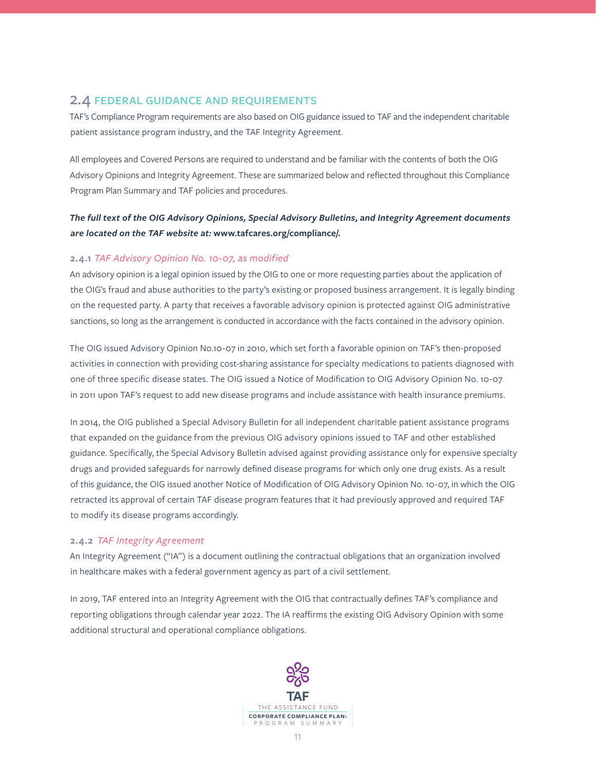## 2.4 FEDERAL GUIDANCE AND REQUIREMENTS

TAF's Compliance Program requirements are also based on OIG guidance issued to TAF and the independent charitable patient assistance program industry, and the TAF Integrity Agreement.

All employees and Covered Persons are required to understand and be familiar with the contents of both the OIG Advisory Opinions and Integrity Agreement. These are summarized below and reflected throughout this Compliance Program Plan Summary and TAF policies and procedures.

***The full text of the OIG Advisory Opinions, Special Advisory Bulletins, and Integrity Agreement documents are located on the TAF website at:* www.tafcares.org/compliance/.**

### 2.4.1 *TAF Advisory Opinion No. 10-07, as modified*

An advisory opinion is a legal opinion issued by the OIG to one or more requesting parties about the application of the OIG's fraud and abuse authorities to the party's existing or proposed business arrangement. It is legally binding on the requested party. A party that receives a favorable advisory opinion is protected against OIG administrative sanctions, so long as the arrangement is conducted in accordance with the facts contained in the advisory opinion.

The OIG issued Advisory Opinion No.10-07 in 2010, which set forth a favorable opinion on TAF's then-proposed activities in connection with providing cost-sharing assistance for specialty medications to patients diagnosed with one of three specific disease states. The OIG issued a Notice of Modification to OIG Advisory Opinion No. 10-07 in 2011 upon TAF's request to add new disease programs and include assistance with health insurance premiums.

In 2014, the OIG published a Special Advisory Bulletin for all independent charitable patient assistance programs that expanded on the guidance from the previous OIG advisory opinions issued to TAF and other established guidance. Specifically, the Special Advisory Bulletin advised against providing assistance only for expensive specialty drugs and provided safeguards for narrowly defined disease programs for which only one drug exists. As a result of this guidance, the OIG issued another Notice of Modification of OIG Advisory Opinion No. 10-07, in which the OIG retracted its approval of certain TAF disease program features that it had previously approved and required TAF to modify its disease programs accordingly.

### 2.4.2 *TAF Integrity Agreement*

An Integrity Agreement ("IA") is a document outlining the contractual obligations that an organization involved in healthcare makes with a federal government agency as part of a civil settlement.

In 2019, TAF entered into an Integrity Agreement with the OIG that contractually defines TAF's compliance and reporting obligations through calendar year 2022. The IA reaffirms the existing OIG Advisory Opinion with some additional structural and operational compliance obligations.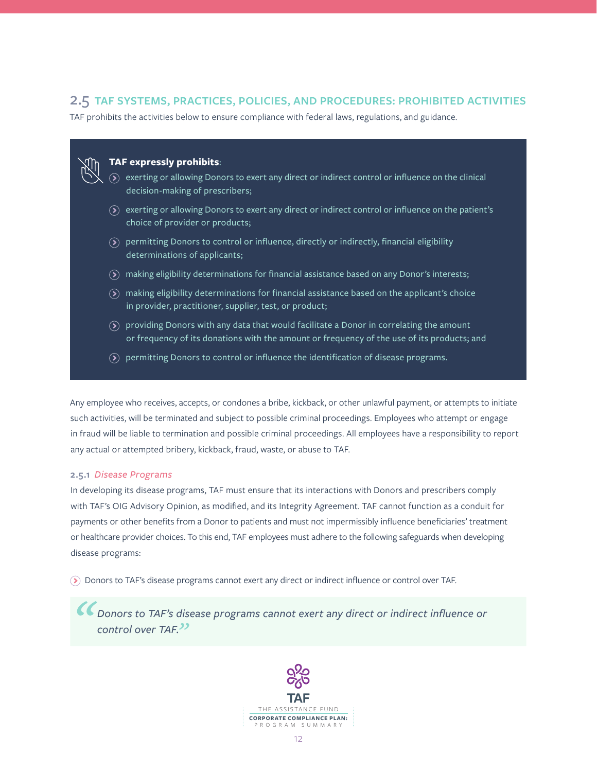## 2.5 TAF SYSTEMS, PRACTICES, POLICIES, AND PROCEDURES: PROHIBITED ACTIVITIES

TAF prohibits the activities below to ensure compliance with federal laws, regulations, and guidance.

**TAF expressly prohibits**:

- exerting or allowing Donors to exert any direct or indirect control or influence on the clinical decision-making of prescribers;
- exerting or allowing Donors to exert any direct or indirect control or influence on the patient's choice of provider or products;
- permitting Donors to control or influence, directly or indirectly, financial eligibility determinations of applicants;
- making eligibility determinations for financial assistance based on any Donor's interests;
- making eligibility determinations for financial assistance based on the applicant's choice in provider, practitioner, supplier, test, or product;
- providing Donors with any data that would facilitate a Donor in correlating the amount or frequency of its donations with the amount or frequency of the use of its products; and
- permitting Donors to control or influence the identification of disease programs.

Any employee who receives, accepts, or condones a bribe, kickback, or other unlawful payment, or attempts to initiate such activities, will be terminated and subject to possible criminal proceedings. Employees who attempt or engage in fraud will be liable to termination and possible criminal proceedings. All employees have a responsibility to report any actual or attempted bribery, kickback, fraud, waste, or abuse to TAF.

### 2.5.1 *Disease Programs*

In developing its disease programs, TAF must ensure that its interactions with Donors and prescribers comply with TAF's OIG Advisory Opinion, as modified, and its Integrity Agreement. TAF cannot function as a conduit for payments or other benefits from a Donor to patients and must not impermissibly influence beneficiaries' treatment or healthcare provider choices. To this end, TAF employees must adhere to the following safeguards when developing disease programs:

- Donors to TAF's disease programs cannot exert any direct or indirect influence or control over TAF.

> *"Donors to TAF's disease programs cannot exert any direct or indirect influence or control over TAF."*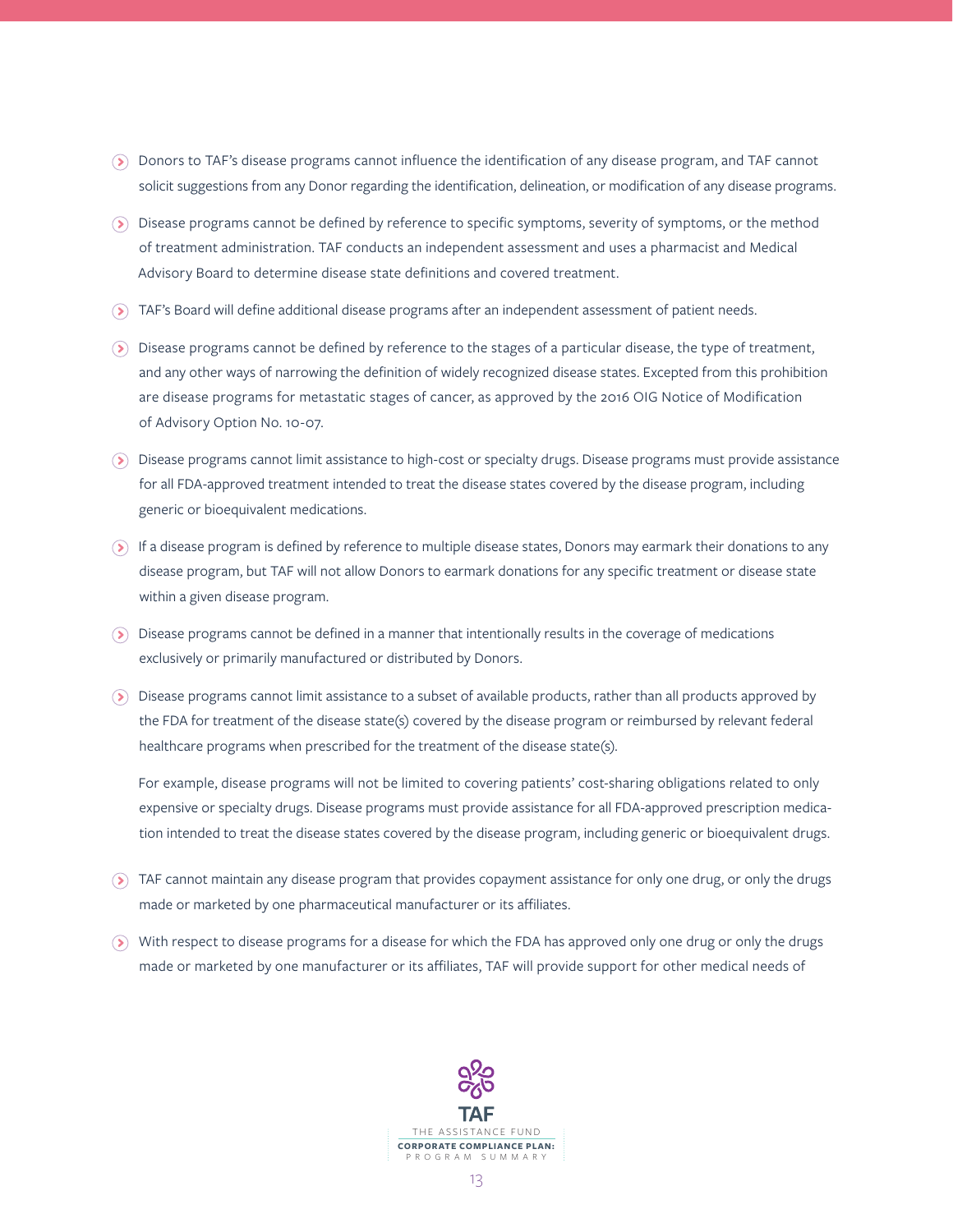- Donors to TAF's disease programs cannot influence the identification of any disease program, and TAF cannot solicit suggestions from any Donor regarding the identification, delineation, or modification of any disease programs.
- Disease programs cannot be defined by reference to specific symptoms, severity of symptoms, or the method of treatment administration. TAF conducts an independent assessment and uses a pharmacist and Medical Advisory Board to determine disease state definitions and covered treatment.
- TAF's Board will define additional disease programs after an independent assessment of patient needs.
- Disease programs cannot be defined by reference to the stages of a particular disease, the type of treatment, and any other ways of narrowing the definition of widely recognized disease states. Excepted from this prohibition are disease programs for metastatic stages of cancer, as approved by the 2016 OIG Notice of Modification of Advisory Option No. 10-07.
- Disease programs cannot limit assistance to high-cost or specialty drugs. Disease programs must provide assistance for all FDA-approved treatment intended to treat the disease states covered by the disease program, including generic or bioequivalent medications.
- If a disease program is defined by reference to multiple disease states, Donors may earmark their donations to any disease program, but TAF will not allow Donors to earmark donations for any specific treatment or disease state within a given disease program.
- Disease programs cannot be defined in a manner that intentionally results in the coverage of medications exclusively or primarily manufactured or distributed by Donors.
- Disease programs cannot limit assistance to a subset of available products, rather than all products approved by the FDA for treatment of the disease state(s) covered by the disease program or reimbursed by relevant federal healthcare programs when prescribed for the treatment of the disease state(s).

  For example, disease programs will not be limited to covering patients' cost-sharing obligations related to only expensive or specialty drugs. Disease programs must provide assistance for all FDA-approved prescription medication intended to treat the disease states covered by the disease program, including generic or bioequivalent drugs.
- TAF cannot maintain any disease program that provides copayment assistance for only one drug, or only the drugs made or marketed by one pharmaceutical manufacturer or its affiliates.
- With respect to disease programs for a disease for which the FDA has approved only one drug or only the drugs made or marketed by one manufacturer or its affiliates, TAF will provide support for other medical needs of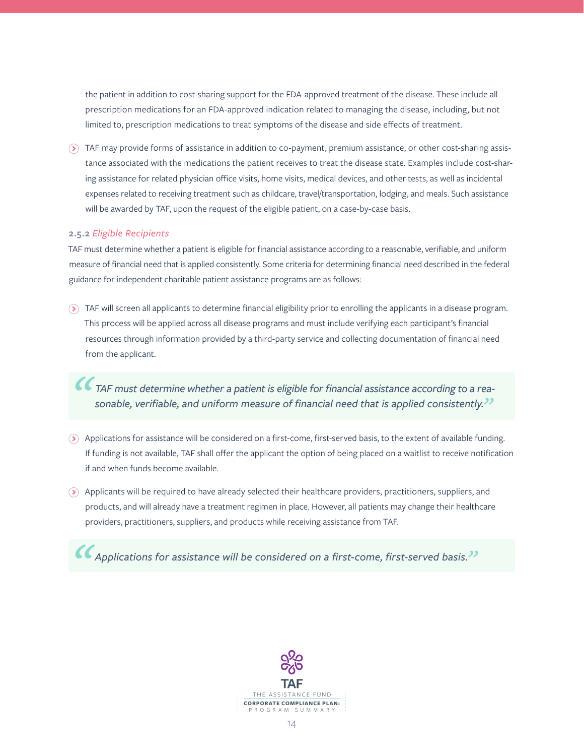the patient in addition to cost-sharing support for the FDA-approved treatment of the disease. These include all prescription medications for an FDA-approved indication related to managing the disease, including, but not limited to, prescription medications to treat symptoms of the disease and side effects of treatment.

- TAF may provide forms of assistance in addition to co-payment, premium assistance, or other cost-sharing assistance associated with the medications the patient receives to treat the disease state. Examples include cost-sharing assistance for related physician office visits, home visits, medical devices, and other tests, as well as incidental expenses related to receiving treatment such as childcare, travel/transportation, lodging, and meals. Such assistance will be awarded by TAF, upon the request of the eligible patient, on a case-by-case basis.

#### 2.5.2 *Eligible Recipients*

TAF must determine whether a patient is eligible for financial assistance according to a reasonable, verifiable, and uniform measure of financial need that is applied consistently. Some criteria for determining financial need described in the federal guidance for independent charitable patient assistance programs are as follows:

- TAF will screen all applicants to determine financial eligibility prior to enrolling the applicants in a disease program. This process will be applied across all disease programs and must include verifying each participant's financial resources through information provided by a third-party service and collecting documentation of financial need from the applicant.

> *"TAF must determine whether a patient is eligible for financial assistance according to a reasonable, verifiable, and uniform measure of financial need that is applied consistently."*

- Applications for assistance will be considered on a first-come, first-served basis, to the extent of available funding. If funding is not available, TAF shall offer the applicant the option of being placed on a waitlist to receive notification if and when funds become available.
- Applicants will be required to have already selected their healthcare providers, practitioners, suppliers, and products, and will already have a treatment regimen in place. However, all patients may change their healthcare providers, practitioners, suppliers, and products while receiving assistance from TAF.

> *"Applications for assistance will be considered on a first-come, first-served basis."*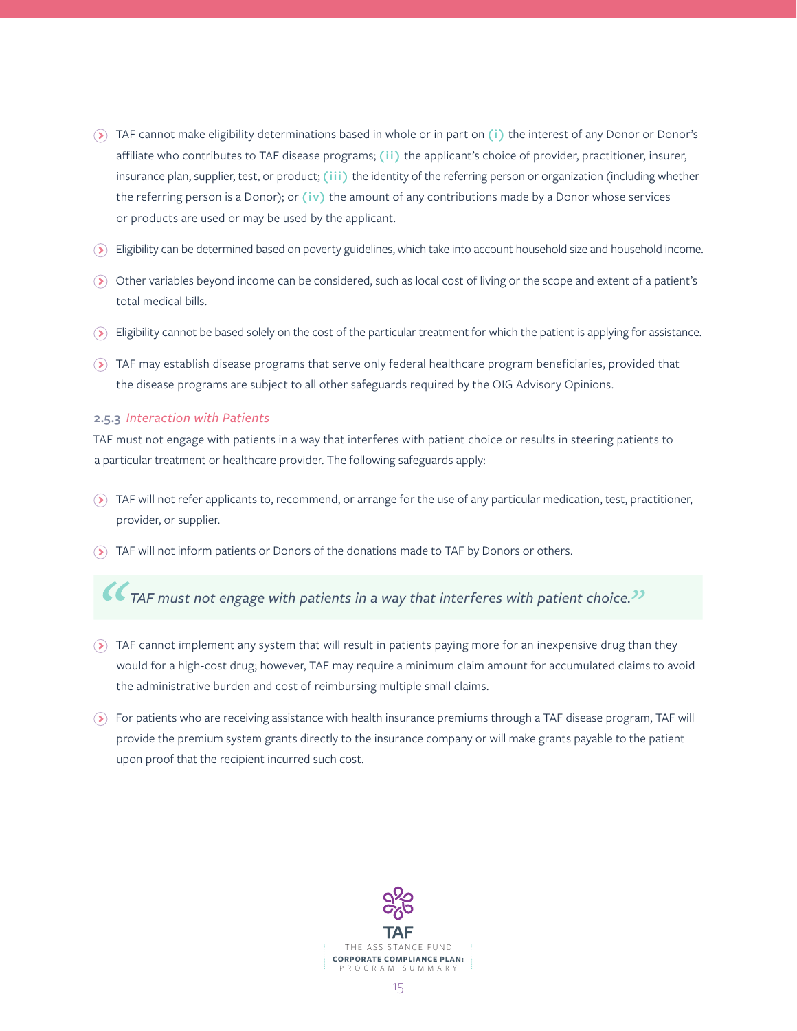- TAF cannot make eligibility determinations based in whole or in part on **(i)** the interest of any Donor or Donor's affiliate who contributes to TAF disease programs; **(ii)** the applicant's choice of provider, practitioner, insurer, insurance plan, supplier, test, or product; **(iii)** the identity of the referring person or organization (including whether the referring person is a Donor); or **(iv)** the amount of any contributions made by a Donor whose services or products are used or may be used by the applicant.
- Eligibility can be determined based on poverty guidelines, which take into account household size and household income.
- Other variables beyond income can be considered, such as local cost of living or the scope and extent of a patient's total medical bills.
- Eligibility cannot be based solely on the cost of the particular treatment for which the patient is applying for assistance.
- TAF may establish disease programs that serve only federal healthcare program beneficiaries, provided that the disease programs are subject to all other safeguards required by the OIG Advisory Opinions.

### 2.5.3 *Interaction with Patients*

TAF must not engage with patients in a way that interferes with patient choice or results in steering patients to a particular treatment or healthcare provider. The following safeguards apply:

- TAF will not refer applicants to, recommend, or arrange for the use of any particular medication, test, practitioner, provider, or supplier.
- TAF will not inform patients or Donors of the donations made to TAF by Donors or others.

> *"TAF must not engage with patients in a way that interferes with patient choice."*

- TAF cannot implement any system that will result in patients paying more for an inexpensive drug than they would for a high-cost drug; however, TAF may require a minimum claim amount for accumulated claims to avoid the administrative burden and cost of reimbursing multiple small claims.
- For patients who are receiving assistance with health insurance premiums through a TAF disease program, TAF will provide the premium system grants directly to the insurance company or will make grants payable to the patient upon proof that the recipient incurred such cost.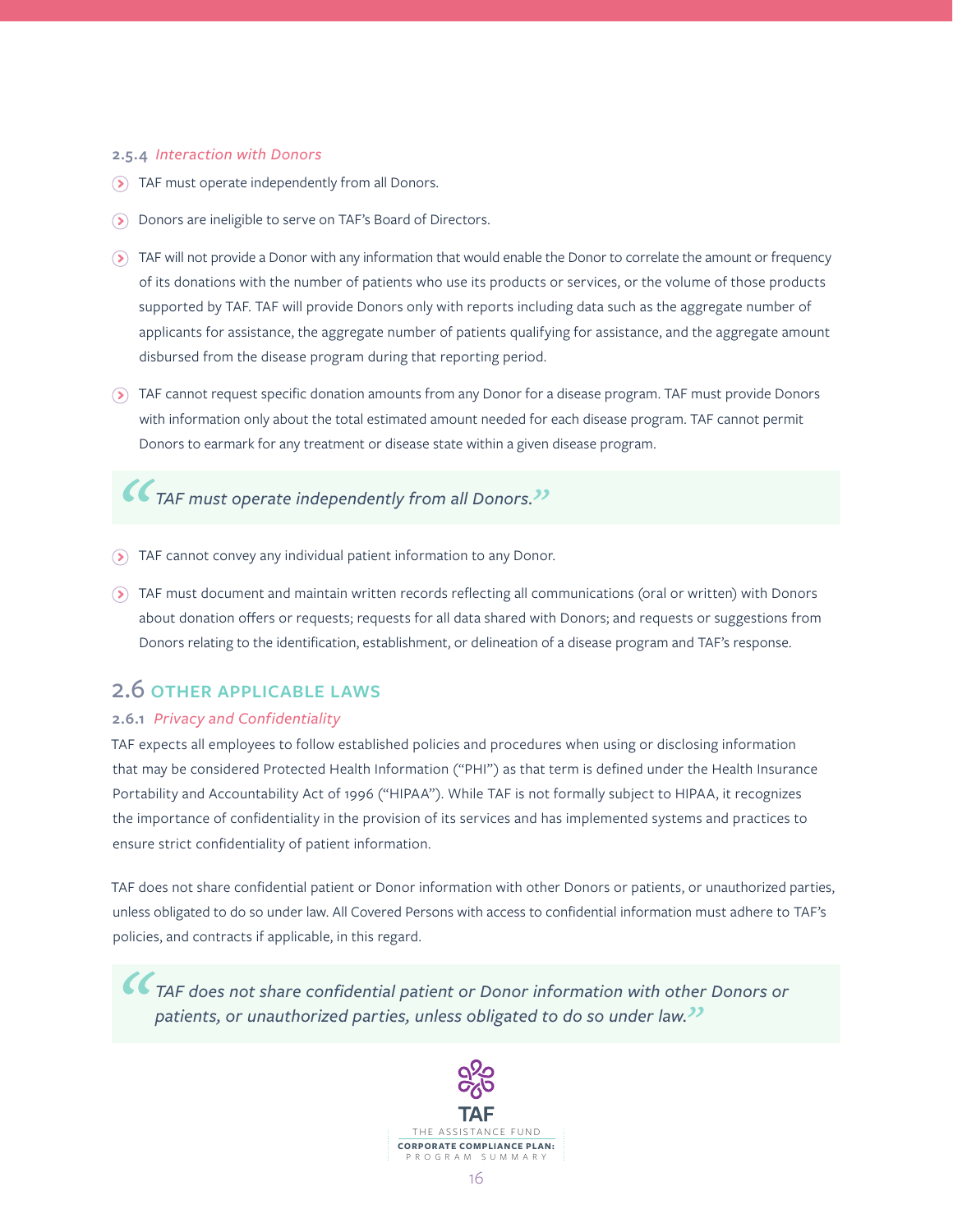#### 2.5.4 *Interaction with Donors*

- TAF must operate independently from all Donors.
- Donors are ineligible to serve on TAF's Board of Directors.
- TAF will not provide a Donor with any information that would enable the Donor to correlate the amount or frequency of its donations with the number of patients who use its products or services, or the volume of those products supported by TAF. TAF will provide Donors only with reports including data such as the aggregate number of applicants for assistance, the aggregate number of patients qualifying for assistance, and the aggregate amount disbursed from the disease program during that reporting period.
- TAF cannot request specific donation amounts from any Donor for a disease program. TAF must provide Donors with information only about the total estimated amount needed for each disease program. TAF cannot permit Donors to earmark for any treatment or disease state within a given disease program.

> *"TAF must operate independently from all Donors."*

- TAF cannot convey any individual patient information to any Donor.
- TAF must document and maintain written records reflecting all communications (oral or written) with Donors about donation offers or requests; requests for all data shared with Donors; and requests or suggestions from Donors relating to the identification, establishment, or delineation of a disease program and TAF's response.

## 2.6 OTHER APPLICABLE LAWS

#### 2.6.1 *Privacy and Confidentiality*

TAF expects all employees to follow established policies and procedures when using or disclosing information that may be considered Protected Health Information ("PHI") as that term is defined under the Health Insurance Portability and Accountability Act of 1996 ("HIPAA"). While TAF is not formally subject to HIPAA, it recognizes the importance of confidentiality in the provision of its services and has implemented systems and practices to ensure strict confidentiality of patient information.

TAF does not share confidential patient or Donor information with other Donors or patients, or unauthorized parties, unless obligated to do so under law. All Covered Persons with access to confidential information must adhere to TAF's policies, and contracts if applicable, in this regard.

> *"TAF does not share confidential patient or Donor information with other Donors or patients, or unauthorized parties, unless obligated to do so under law."*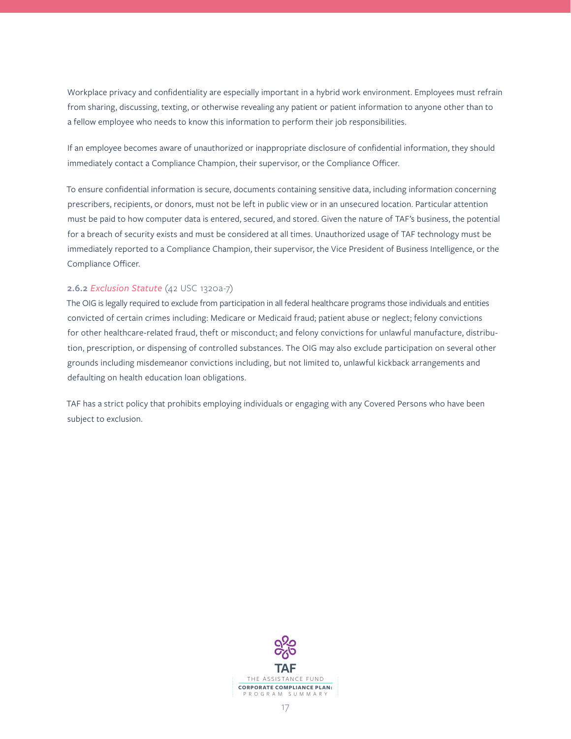Workplace privacy and confidentiality are especially important in a hybrid work environment. Employees must refrain from sharing, discussing, texting, or otherwise revealing any patient or patient information to anyone other than to a fellow employee who needs to know this information to perform their job responsibilities.

If an employee becomes aware of unauthorized or inappropriate disclosure of confidential information, they should immediately contact a Compliance Champion, their supervisor, or the Compliance Officer.

To ensure confidential information is secure, documents containing sensitive data, including information concerning prescribers, recipients, or donors, must not be left in public view or in an unsecured location. Particular attention must be paid to how computer data is entered, secured, and stored. Given the nature of TAF's business, the potential for a breach of security exists and must be considered at all times. Unauthorized usage of TAF technology must be immediately reported to a Compliance Champion, their supervisor, the Vice President of Business Intelligence, or the Compliance Officer.

#### **2.6.2** *Exclusion Statute* (42 USC 1320a-7)

The OIG is legally required to exclude from participation in all federal healthcare programs those individuals and entities convicted of certain crimes including: Medicare or Medicaid fraud; patient abuse or neglect; felony convictions for other healthcare-related fraud, theft or misconduct; and felony convictions for unlawful manufacture, distribution, prescription, or dispensing of controlled substances. The OIG may also exclude participation on several other grounds including misdemeanor convictions including, but not limited to, unlawful kickback arrangements and defaulting on health education loan obligations.

TAF has a strict policy that prohibits employing individuals or engaging with any Covered Persons who have been subject to exclusion.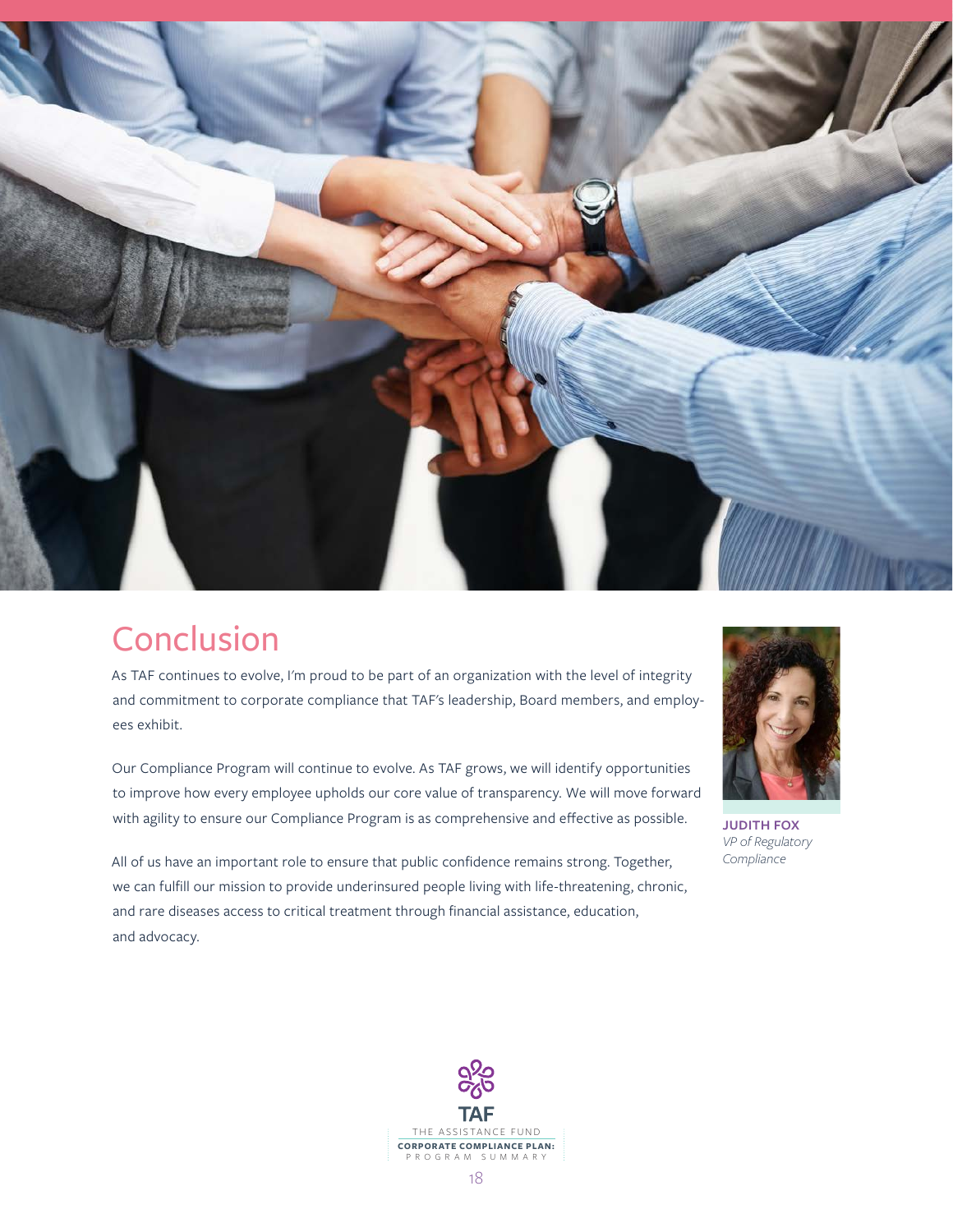# Conclusion

As TAF continues to evolve, I'm proud to be part of an organization with the level of integrity and commitment to corporate compliance that TAF's leadership, Board members, and employees exhibit.

Our Compliance Program will continue to evolve. As TAF grows, we will identify opportunities to improve how every employee upholds our core value of transparency. We will move forward with agility to ensure our Compliance Program is as comprehensive and effective as possible.

All of us have an important role to ensure that public confidence remains strong. Together, we can fulfill our mission to provide underinsured people living with life-threatening, chronic, and rare diseases access to critical treatment through financial assistance, education, and advocacy.

**JUDITH FOX**
*VP of Regulatory Compliance*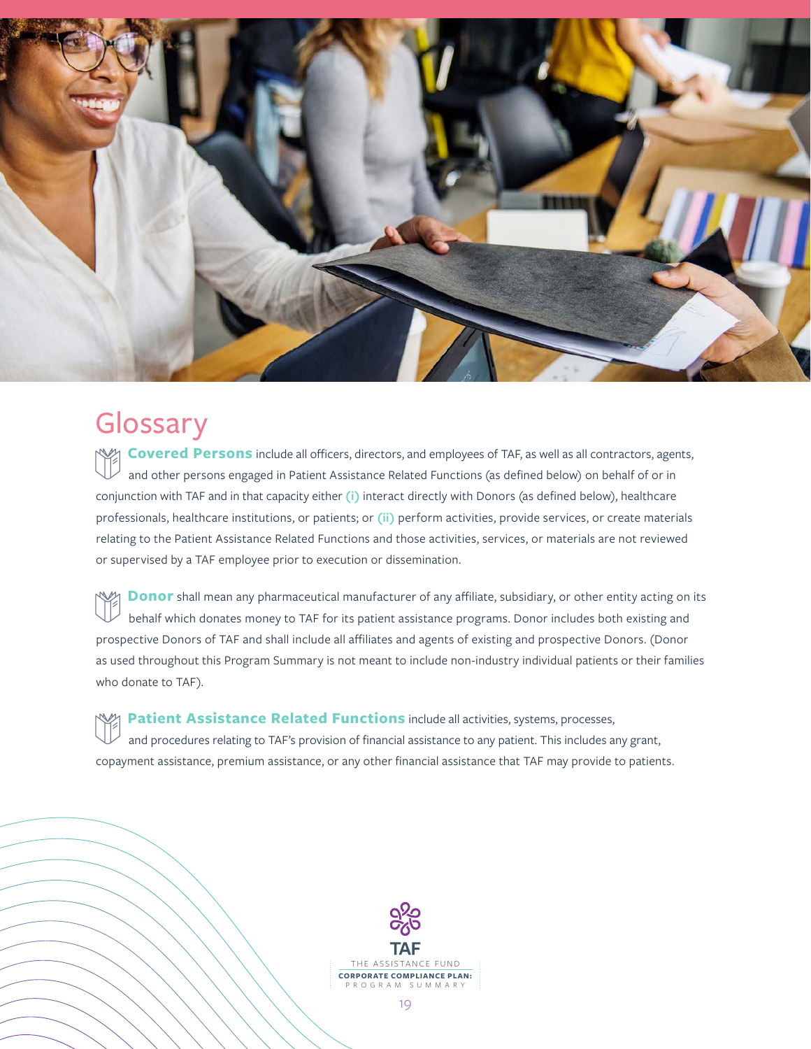# Glossary

**Covered Persons** include all officers, directors, and employees of TAF, as well as all contractors, agents, and other persons engaged in Patient Assistance Related Functions (as defined below) on behalf of or in conjunction with TAF and in that capacity either **(i)** interact directly with Donors (as defined below), healthcare professionals, healthcare institutions, or patients; or **(ii)** perform activities, provide services, or create materials relating to the Patient Assistance Related Functions and those activities, services, or materials are not reviewed or supervised by a TAF employee prior to execution or dissemination.

**Donor** shall mean any pharmaceutical manufacturer of any affiliate, subsidiary, or other entity acting on its behalf which donates money to TAF for its patient assistance programs. Donor includes both existing and prospective Donors of TAF and shall include all affiliates and agents of existing and prospective Donors. (Donor as used throughout this Program Summary is not meant to include non-industry individual patients or their families who donate to TAF).

**Patient Assistance Related Functions** include all activities, systems, processes, and procedures relating to TAF's provision of financial assistance to any patient. This includes any grant, copayment assistance, premium assistance, or any other financial assistance that TAF may provide to patients.